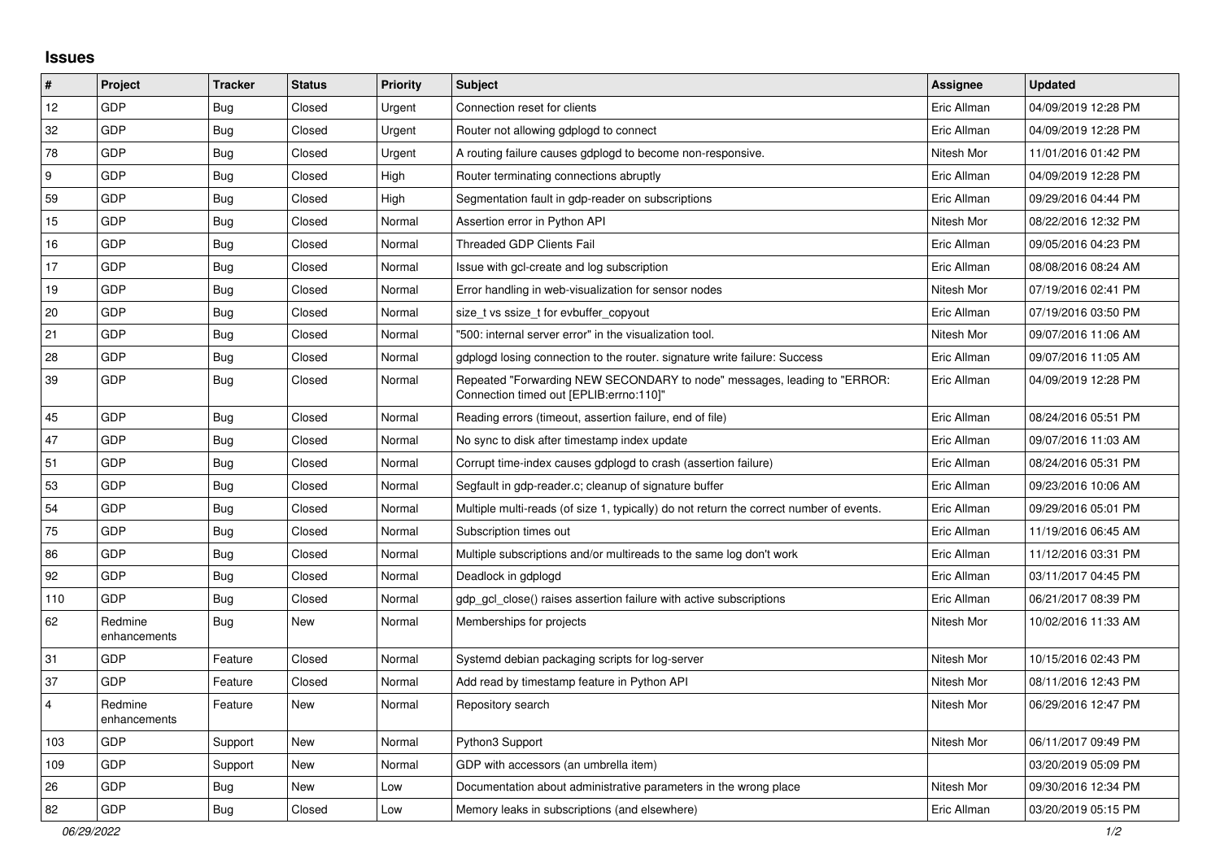## Issues

| # | Project | Tracker | Status | Priority | Subject | Assignee | Updated |
|---|---|---|---|---|---|---|---|
| 12 | GDP | Bug | Closed | Urgent | Connection reset for clients | Eric Allman | 04/09/2019 12:28 PM |
| 32 | GDP | Bug | Closed | Urgent | Router not allowing gdplogd to connect | Eric Allman | 04/09/2019 12:28 PM |
| 78 | GDP | Bug | Closed | Urgent | A routing failure causes gdplogd to become non-responsive. | Nitesh Mor | 11/01/2016 01:42 PM |
| 9 | GDP | Bug | Closed | High | Router terminating connections abruptly | Eric Allman | 04/09/2019 12:28 PM |
| 59 | GDP | Bug | Closed | High | Segmentation fault in gdp-reader on subscriptions | Eric Allman | 09/29/2016 04:44 PM |
| 15 | GDP | Bug | Closed | Normal | Assertion error in Python API | Nitesh Mor | 08/22/2016 12:32 PM |
| 16 | GDP | Bug | Closed | Normal | Threaded GDP Clients Fail | Eric Allman | 09/05/2016 04:23 PM |
| 17 | GDP | Bug | Closed | Normal | Issue with gcl-create and log subscription | Eric Allman | 08/08/2016 08:24 AM |
| 19 | GDP | Bug | Closed | Normal | Error handling in web-visualization for sensor nodes | Nitesh Mor | 07/19/2016 02:41 PM |
| 20 | GDP | Bug | Closed | Normal | size_t vs ssize_t for evbuffer_copyout | Eric Allman | 07/19/2016 03:50 PM |
| 21 | GDP | Bug | Closed | Normal | "500: internal server error" in the visualization tool. | Nitesh Mor | 09/07/2016 11:06 AM |
| 28 | GDP | Bug | Closed | Normal | gdplogd losing connection to the router. signature write failure: Success | Eric Allman | 09/07/2016 11:05 AM |
| 39 | GDP | Bug | Closed | Normal | Repeated "Forwarding NEW SECONDARY to node" messages, leading to "ERROR: Connection timed out [EPLIB:errno:110]" | Eric Allman | 04/09/2019 12:28 PM |
| 45 | GDP | Bug | Closed | Normal | Reading errors (timeout, assertion failure, end of file) | Eric Allman | 08/24/2016 05:51 PM |
| 47 | GDP | Bug | Closed | Normal | No sync to disk after timestamp index update | Eric Allman | 09/07/2016 11:03 AM |
| 51 | GDP | Bug | Closed | Normal | Corrupt time-index causes gdplogd to crash (assertion failure) | Eric Allman | 08/24/2016 05:31 PM |
| 53 | GDP | Bug | Closed | Normal | Segfault in gdp-reader.c; cleanup of signature buffer | Eric Allman | 09/23/2016 10:06 AM |
| 54 | GDP | Bug | Closed | Normal | Multiple multi-reads (of size 1, typically) do not return the correct number of events. | Eric Allman | 09/29/2016 05:01 PM |
| 75 | GDP | Bug | Closed | Normal | Subscription times out | Eric Allman | 11/19/2016 06:45 AM |
| 86 | GDP | Bug | Closed | Normal | Multiple subscriptions and/or multireads to the same log don't work | Eric Allman | 11/12/2016 03:31 PM |
| 92 | GDP | Bug | Closed | Normal | Deadlock in gdplogd | Eric Allman | 03/11/2017 04:45 PM |
| 110 | GDP | Bug | Closed | Normal | gdp_gcl_close() raises assertion failure with active subscriptions | Eric Allman | 06/21/2017 08:39 PM |
| 62 | Redmine enhancements | Bug | New | Normal | Memberships for projects | Nitesh Mor | 10/02/2016 11:33 AM |
| 31 | GDP | Feature | Closed | Normal | Systemd debian packaging scripts for log-server | Nitesh Mor | 10/15/2016 02:43 PM |
| 37 | GDP | Feature | Closed | Normal | Add read by timestamp feature in Python API | Nitesh Mor | 08/11/2016 12:43 PM |
| 4 | Redmine enhancements | Feature | New | Normal | Repository search | Nitesh Mor | 06/29/2016 12:47 PM |
| 103 | GDP | Support | New | Normal | Python3 Support | Nitesh Mor | 06/11/2017 09:49 PM |
| 109 | GDP | Support | New | Normal | GDP with accessors (an umbrella item) | | 03/20/2019 05:09 PM |
| 26 | GDP | Bug | New | Low | Documentation about administrative parameters in the wrong place | Nitesh Mor | 09/30/2016 12:34 PM |
| 82 | GDP | Bug | Closed | Low | Memory leaks in subscriptions (and elsewhere) | Eric Allman | 03/20/2019 05:15 PM |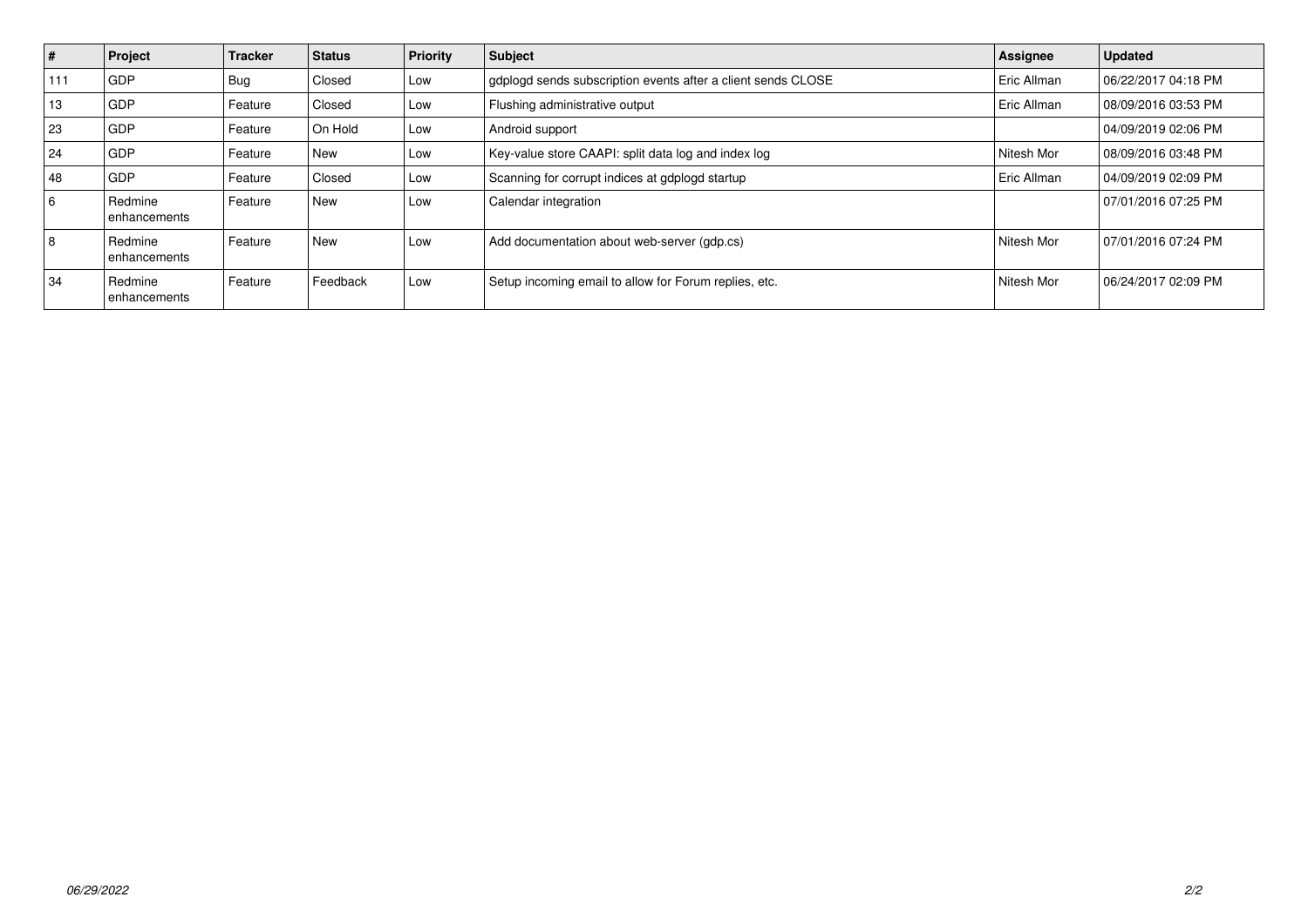| # | Project | Tracker | Status | Priority | Subject | Assignee | Updated |
|---|---|---|---|---|---|---|---|
| 111 | GDP | Bug | Closed | Low | gdplogd sends subscription events after a client sends CLOSE | Eric Allman | 06/22/2017 04:18 PM |
| 13 | GDP | Feature | Closed | Low | Flushing administrative output | Eric Allman | 08/09/2016 03:53 PM |
| 23 | GDP | Feature | On Hold | Low | Android support | | 04/09/2019 02:06 PM |
| 24 | GDP | Feature | New | Low | Key-value store CAAPI: split data log and index log | Nitesh Mor | 08/09/2016 03:48 PM |
| 48 | GDP | Feature | Closed | Low | Scanning for corrupt indices at gdplogd startup | Eric Allman | 04/09/2019 02:09 PM |
| 6 | Redmine enhancements | Feature | New | Low | Calendar integration | | 07/01/2016 07:25 PM |
| 8 | Redmine enhancements | Feature | New | Low | Add documentation about web-server (gdp.cs) | Nitesh Mor | 07/01/2016 07:24 PM |
| 34 | Redmine enhancements | Feature | Feedback | Low | Setup incoming email to allow for Forum replies, etc. | Nitesh Mor | 06/24/2017 02:09 PM |